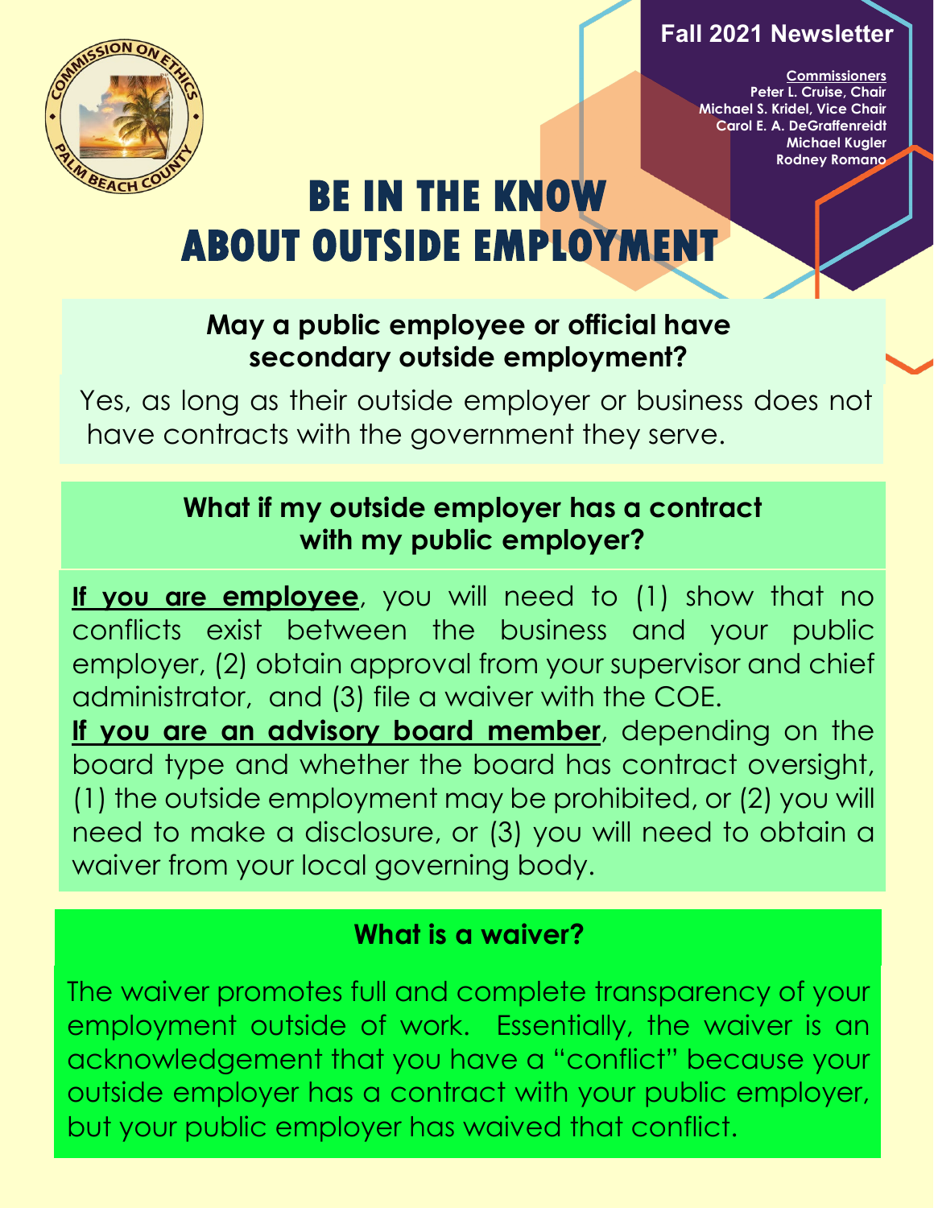Fall 2021 Newsletter

**Commissioners**
Peter L. Cruise, Chair
Michael S. Kridel, Vice Chair
Carol E. A. DeGraffenreidt
Michael Kugler
Rodney Romano

# BE IN THE KNOW ABOUT OUTSIDE EMPLOYMENT

## May a public employee or official have secondary outside employment?

Yes, as long as their outside employer or business does not have contracts with the government they serve.

## What if my outside employer has a contract with my public employer?

**If you are employee**, you will need to (1) show that no conflicts exist between the business and your public employer, (2) obtain approval from your supervisor and chief administrator, and (3) file a waiver with the COE.

**If you are an advisory board member**, depending on the board type and whether the board has contract oversight, (1) the outside employment may be prohibited, or (2) you will need to make a disclosure, or (3) you will need to obtain a waiver from your local governing body.

## What is a waiver?

The waiver promotes full and complete transparency of your employment outside of work. Essentially, the waiver is an acknowledgement that you have a "conflict" because your outside employer has a contract with your public employer, but your public employer has waived that conflict.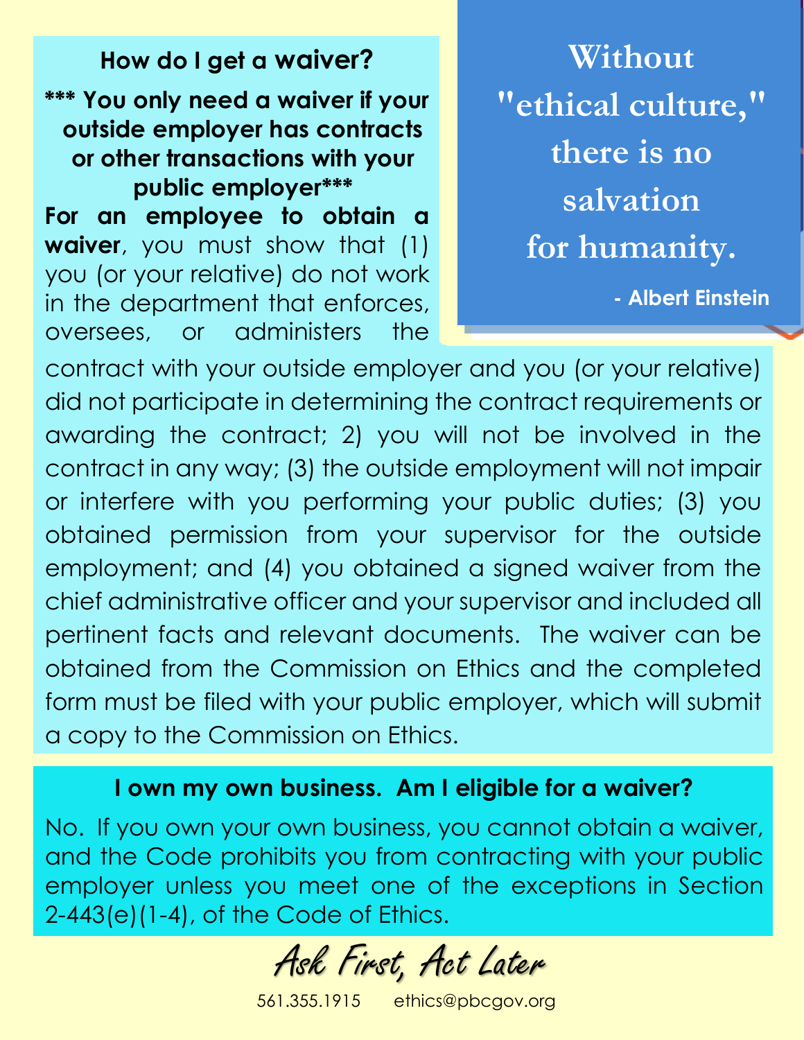## How do I get a waiver?

**\*\*\* You only need a waiver if your outside employer has contracts or other transactions with your public employer\*\*\***

**For an employee to obtain a waiver**, you must show that (1) you (or your relative) do not work in the department that enforces, oversees, or administers the contract with your outside employer and you (or your relative) did not participate in determining the contract requirements or awarding the contract; 2) you will not be involved in the contract in any way; (3) the outside employment will not impair or interfere with you performing your public duties; (3) you obtained permission from your supervisor for the outside employment; and (4) you obtained a signed waiver from the chief administrative officer and your supervisor and included all pertinent facts and relevant documents. The waiver can be obtained from the Commission on Ethics and the completed form must be filed with your public employer, which will submit a copy to the Commission on Ethics.

> **Without "ethical culture," there is no salvation for humanity.**
>
> **- Albert Einstein**

## I own my own business. Am I eligible for a waiver?

No. If you own your own business, you cannot obtain a waiver, and the Code prohibits you from contracting with your public employer unless you meet one of the exceptions in Section 2-443(e)(1-4), of the Code of Ethics.

*Ask First, Act Later*

561.355.1915 ethics@pbcgov.org